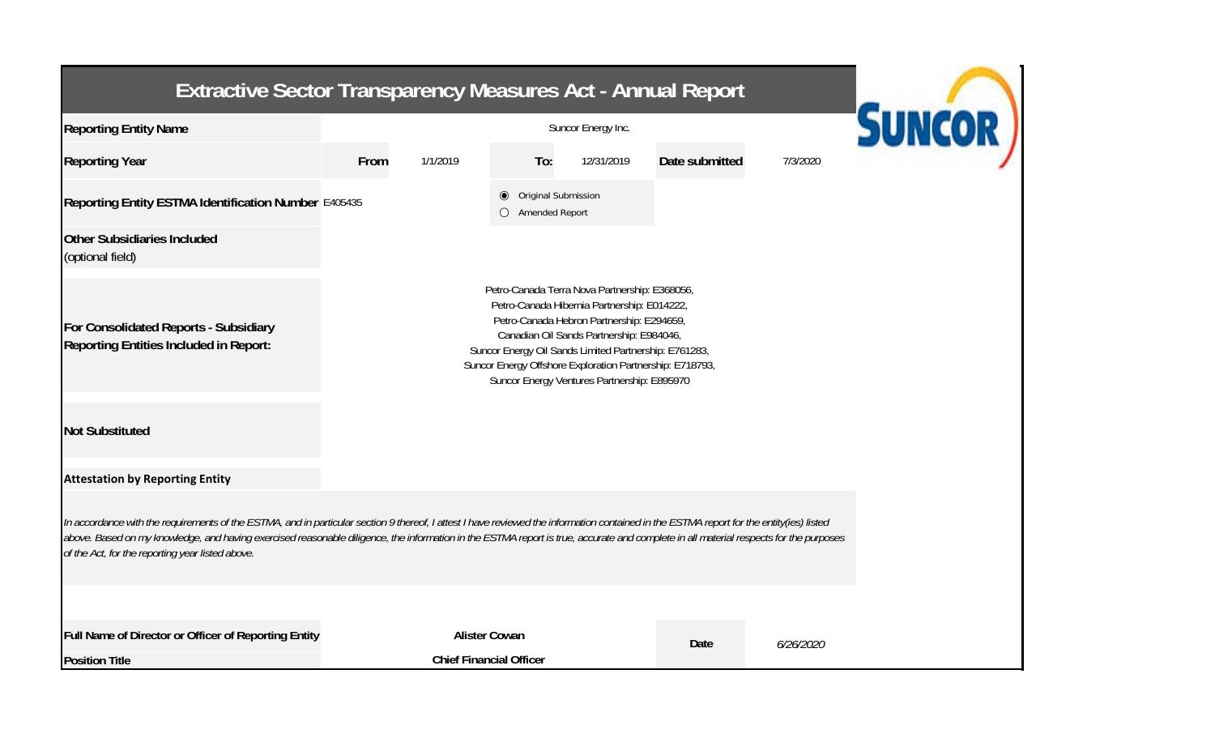# Extractive Sector Transparency Measures Act - Annual Report

| | | | | | | |
|---|---|---|---|---|---|---|
| **Reporting Entity Name** | Suncor Energy Inc. | | | | | |
| **Reporting Year** | **From** | 1/1/2019 | **To:** | 12/31/2019 | **Date submitted** | 7/3/2020 |
| **Reporting Entity ESTMA Identification Number** | E405435 | | ◉ Original Submission<br>○ Amended Report | | | |
| **Other Subsidiaries Included** (optional field) | | | | | | |
| **For Consolidated Reports - Subsidiary Reporting Entities Included in Report:** | Petro-Canada Terra Nova Partnership: E368056,<br>Petro-Canada Hibernia Partnership: E014222,<br>Petro-Canada Hebron Partnership: E294659,<br>Canadian Oil Sands Partnership: E984046,<br>Suncor Energy Oil Sands Limited Partnership: E761283,<br>Suncor Energy Offshore Exploration Partnership: E718793,<br>Suncor Energy Ventures Partnership: E895970 | | | | | |
| **Not Substituted** | | | | | | |

**Attestation by Reporting Entity**

*In accordance with the requirements of the ESTMA, and in particular section 9 thereof, I attest I have reviewed the information contained in the ESTMA report for the entity(ies) listed above. Based on my knowledge, and having exercised reasonable diligence, the information in the ESTMA report is true, accurate and complete in all material respects for the purposes of the Act, for the reporting year listed above.*

| | | | |
|---|---|---|---|
| **Full Name of Director or Officer of Reporting Entity** | **Alister Cowan** | **Date** | *6/26/2020* |
| **Position Title** | **Chief Financial Officer** | | |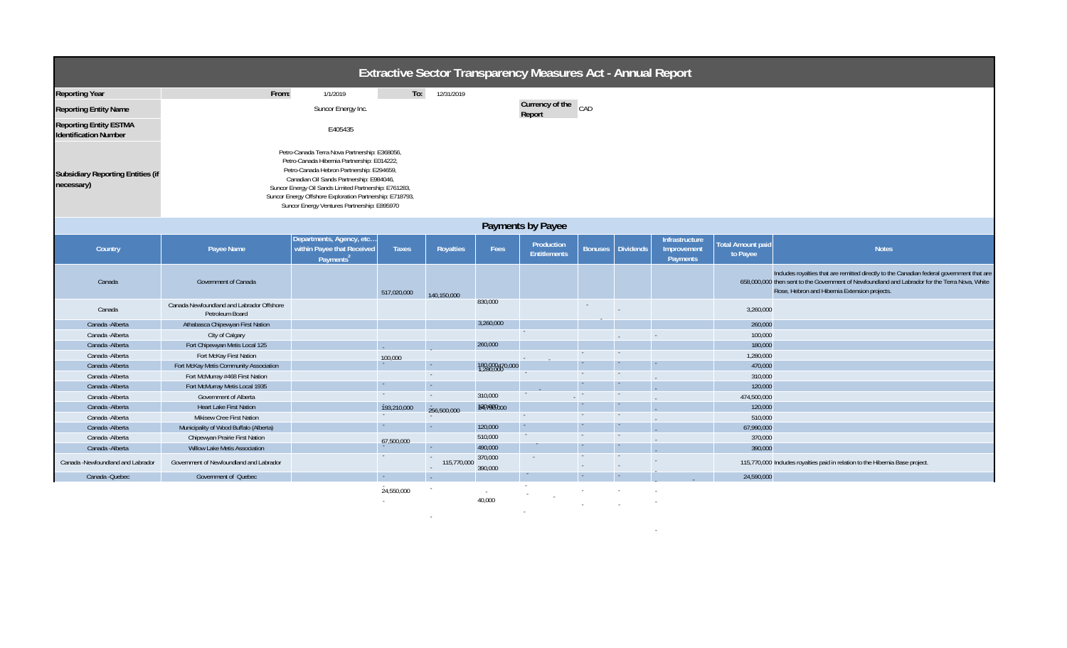# Extractive Sector Transparency Measures Act - Annual Report

| | | | | |
|---|---|---|---|---|
| **Reporting Year** | From: | 1/1/2019 | To: | 12/31/2019 |
| **Reporting Entity Name** | Suncor Energy Inc. | | **Currency of the Report** | CAD |
| **Reporting Entity ESTMA Identification Number** | E405435 | | | |
| **Subsidiary Reporting Entities (if necessary)** | Petro-Canada Terra Nova Partnership: E368056,<br>Petro-Canada Hibernia Partnership: E014222,<br>Petro-Canada Hebron Partnership: E294659,<br>Canadian Oil Sands Partnership: E984046,<br>Suncor Energy Oil Sands Limited Partnership: E761283,<br>Suncor Energy Offshore Exploration Partnership: E718793,<br>Suncor Energy Ventures Partnership: E895970 | | | |

## Payments by Payee

| Country | Payee Name | Departments, Agency, etc… within Payee that Received Payments[2] | Taxes | Royalties | Fees | Production Entitlements | Bonuses | Dividends | Infrastructure Improvement Payments | Total Amount paid to Payee | Notes |
|---|---|---|---|---|---|---|---|---|---|---|---|
| Canada | Government of Canada | | 517,020,000 | 140,150,000 | 830,000 | | | | | 658,000,000 | Includes royalties that are remitted directly to the Canadian federal government that are then sent to the Government of Newfoundland and Labrador for the Terra Nova, White Rose, Hebron and Hibernia Extension projects. |
| Canada | Canada Newfoundland and Labrador Offshore Petroleum Board | | | | 3,260,000 | | | | | 3,260,000 | |
| Canada -Alberta | Athabasca Chipewyan First Nation | | | | 260,000 | | | | | 260,000 | |
| Canada -Alberta | City of Calgary | | 100,000 | | | | | | | 100,000 | |
| Canada -Alberta | Fort Chipewyan Metis Local 125 | | | | 180,000 | | | | | 180,000 | |
| Canada -Alberta | Fort McKay First Nation | | | | 1,280,000 | | | | | 1,280,000 | |
| Canada -Alberta | Fort McKay Metis Community Association | | | | 470,000 | | | | | 470,000 | |
| Canada -Alberta | Fort McMurray #468 First Nation | | | | 310,000 | | | | | 310,000 | |
| Canada -Alberta | Fort McMurray Metis Local 1935 | | | | 120,000 | | | | | 120,000 | |
| Canada -Alberta | Government of Alberta | | 193,210,000 | 256,500,000 | 24,790,000 | | | | | 474,500,000 | |
| Canada -Alberta | Heart Lake First Nation | | | | 120,000 | | | | | 120,000 | |
| Canada -Alberta | Mikisew Cree First Nation | | | | 510,000 | | | | | 510,000 | |
| Canada -Alberta | Municipality of Wood Buffalo (Alberta) | | 67,500,000 | | 490,000 | | | | | 67,990,000 | |
| Canada -Alberta | Chipewyan Prairie First Nation | | | | 370,000 | | | | | 370,000 | |
| Canada -Alberta | Willow Lake Metis Association | | | | 390,000 | | | | | 390,000 | |
| Canada -Newfoundland and Labrador | Government of Newfoundland and Labrador | | | 115,770,000 | | | | | | 115,770,000 | Includes royalties paid in relation to the Hibernia Base project. |
| Canada -Quebec | Government of Quebec | | 24,550,000 | | 40,000 | | | | | 24,590,000 | |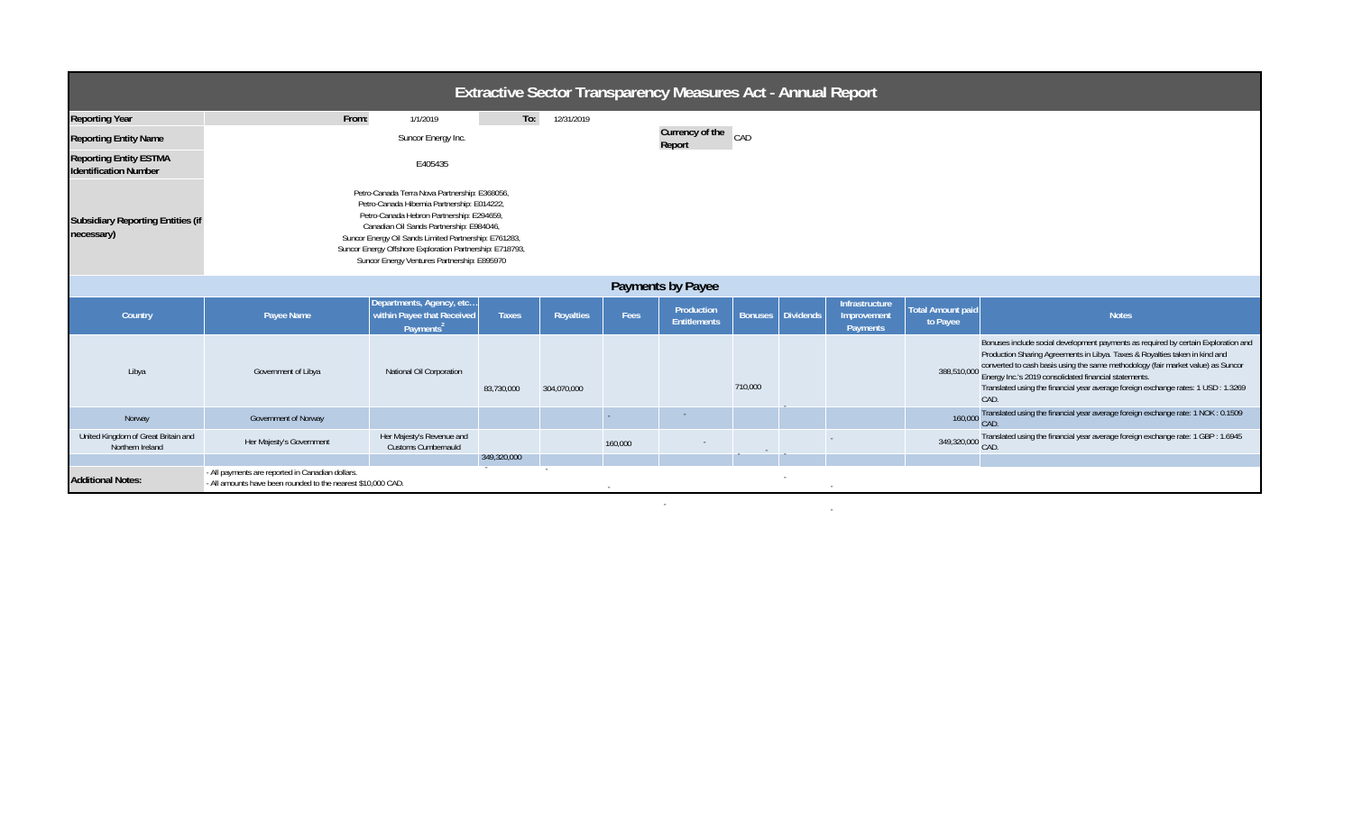# Extractive Sector Transparency Measures Act - Annual Report

| | | | | |
|---|---|---|---|---|
| **Reporting Year** | From: | 1/1/2019 | To: | 12/31/2019 |
| **Reporting Entity Name** | Suncor Energy Inc. | | **Currency of the Report** | CAD |
| **Reporting Entity ESTMA Identification Number** | E405435 | | | |
| **Subsidiary Reporting Entities (if necessary)** | Petro-Canada Terra Nova Partnership: E368056, Petro-Canada Hibernia Partnership: E014222, Petro-Canada Hebron Partnership: E294659, Canadian Oil Sands Partnership: E984046, Suncor Energy Oil Sands Limited Partnership: E761283, Suncor Energy Offshore Exploration Partnership: E718793, Suncor Energy Ventures Partnership: E895970 | | | |

## Payments by Payee

| Country | Payee Name | Departments, Agency, etc… within Payee that Received Payments[2] | Taxes | Royalties | Fees | Production Entitlements | Bonuses | Dividends | Infrastructure Improvement Payments | Total Amount paid to Payee | Notes |
|---|---|---|---|---|---|---|---|---|---|---|---|
| Libya | Government of Libya | National Oil Corporation | 83,730,000 | 304,070,000 | | | 710,000 | - | | 388,510,000 | Bonuses include social development payments as required by certain Exploration and Production Sharing Agreements in Libya. Taxes & Royalties taken in kind and converted to cash basis using the same methodology (fair market value) as Suncor Energy Inc.'s 2019 consolidated financial statements. Translated using the financial year average foreign exchange rates: 1 USD : 1.3269 CAD. |
| Norway | Government of Norway | | | | - | - | | | | 160,000 | Translated using the financial year average foreign exchange rate: 1 NOK : 0.1509 CAD. |
| United Kingdom of Great Britain and Northern Ireland | Her Majesty's Government | Her Majesty's Revenue and Customs Cumbernauld | | | 160,000 | - | - | - | - | 349,320,000 | Translated using the financial year average foreign exchange rate: 1 GBP : 1.6945 CAD. |
| | | | 349,320,000 | | | | | | | | |

**Additional Notes:**
- All payments are reported in Canadian dollars.
- All amounts have been rounded to the nearest $10,000 CAD.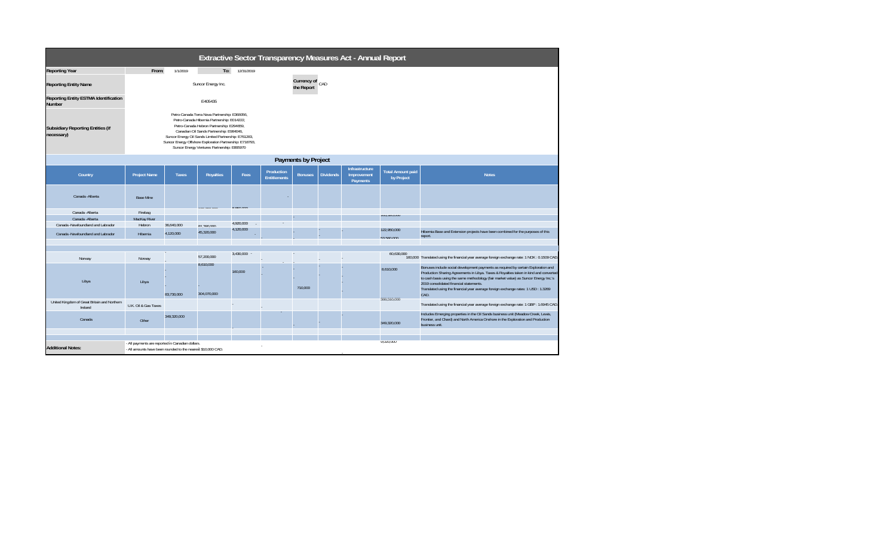# Extractive Sector Transparency Measures Act - Annual Report

| | | | | |
|---|---|---|---|---|
| **Reporting Year** | From: | 1/1/2019 | To: | 12/31/2019 |
| **Reporting Entity Name** | Suncor Energy Inc. | | Currency of the Report | CAD |
| **Reporting Entity ESTMA Identification Number** | E405435 | | | |
| **Subsidiary Reporting Entities (if necessary)** | Petro-Canada Terra Nova Partnership: E368056, Petro-Canada Hibernia Partnership: E014222, Petro-Canada Hebron Partnership: E294859, Canadian Oil Sands Partnership: E584046, Suncor Energy Oil Sands Limited Partnership: E761283, Suncor Energy Offshore Exploration Partnership: E718793, Suncor Energy Ventures Partnership: E895970 | | | |

## Payments by Project

| Country | Project Name | Taxes | Royalties | Fees | Production Entitlements | Bonuses | Dividends | Infrastructure Improvement Payments | Total Amount paid by Project | Notes |
|---|---|---|---|---|---|---|---|---|---|---|
| Canada -Alberta | Base Mine | | | | - | | | | | |
| Canada -Alberta | Firebag | | | | | | | | | |
| Canada -Alberta | MacKay River | | | | | | | | | |
| Canada -Newfoundland and Labrador | Hebron | 36,640,000 | 81,300,000 | 4,920,000 | - | | | | | |
| Canada -Newfoundland and Labrador | Hibernia | 4,120,000 | 45,320,000 | 4,120,000 | | - | - | - | 122,950,000 | Hibernia Base and Extension projects have been combined for the purposes of this report. |
| Norway | Norway | - | 57,200,000 | 3,430,000 | - | - | - | - | 60,630,000 | Translated using the financial year average foreign exchange rate: 1 NOK : 0.1509 CAD. |
| Libya | Libya | 83,730,000 | 304,070,000 | 160,000 | - | 710,000 | - | - | 8,610,000 | Bonuses include social development payments as required by certain Exploration and Production Sharing Agreements in Libya. Taxes & Royalties taken in kind and converted to cash basis using the same methodology (fair market value) as Suncor Energy Inc.'s 2019 consolidated financial statements. Translated using the financial year average foreign exchange rates: 1 USD : 1.3269 CAD. |
| United Kingdom of Great Britain and Northern Ireland | U.K. Oil & Gas Taxes | | | - | | | | | | Translated using the financial year average foreign exchange rate: 1 GBP : 1.6945 CAD. |
| Canada | Other | 349,320,000 | | | | - | - | | 349,320,000 | Includes Emerging properties in the Oil Sands business unit (Meadow Creek, Lewis, Frontier, and Chard) and North America Onshore in the Exploration and Production business unit. |

**Additional Notes:**
- All payments are reported in Canadian dollars.
- All amounts have been rounded to the nearest $10,000 CAD.